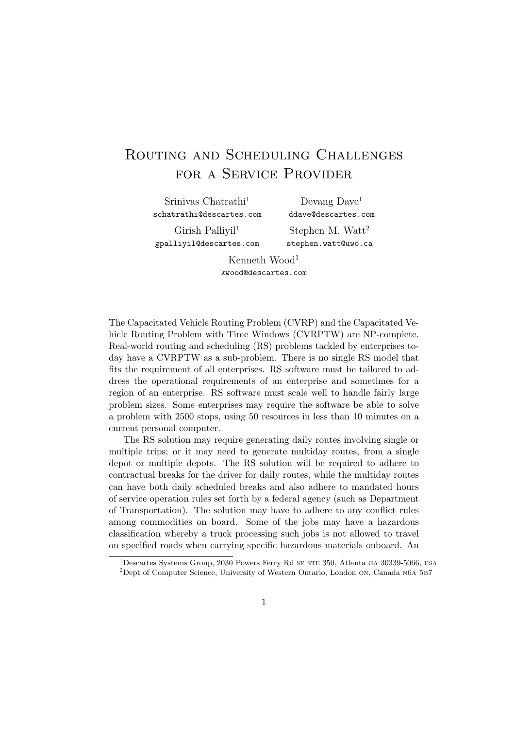# Routing and Scheduling Challenges for a Service Provider

Srinivas Chatrathi[1]
schatrathi@descartes.com

Devang Dave[1]
ddave@descartes.com

Girish Palliyil[1]
gpalliyil@descartes.com

Stephen M. Watt[2]
stephen.watt@uwo.ca

Kenneth Wood[1]
kwood@descartes.com

The Capacitated Vehicle Routing Problem (CVRP) and the Capacitated Vehicle Routing Problem with Time Windows (CVRPTW) are NP-complete. Real-world routing and scheduling (RS) problems tackled by enterprises today have a CVRPTW as a sub-problem. There is no single RS model that fits the requirement of all enterprises. RS software must be tailored to address the operational requirements of an enterprise and sometimes for a region of an enterprise. RS software must scale well to handle fairly large problem sizes. Some enterprises may require the software be able to solve a problem with 2500 stops, using 50 resources in less than 10 minutes on a current personal computer.

The RS solution may require generating daily routes involving single or multiple trips; or it may need to generate multiday routes, from a single depot or multiple depots. The RS solution will be required to adhere to contractual breaks for the driver for daily routes, while the multiday routes can have both daily scheduled breaks and also adhere to mandated hours of service operation rules set forth by a federal agency (such as Department of Transportation). The solution may have to adhere to any conflict rules among commodities on board. Some of the jobs may have a hazardous classification whereby a truck processing such jobs is not allowed to travel on specified roads when carrying specific hazardous materials onboard. An

[1]Descartes Systems Group, 2030 Powers Ferry Rd SE STE 350, Atlanta GA 30339-5066, USA

[2]Dept of Computer Science, University of Western Ontario, London ON, Canada N6A 5B7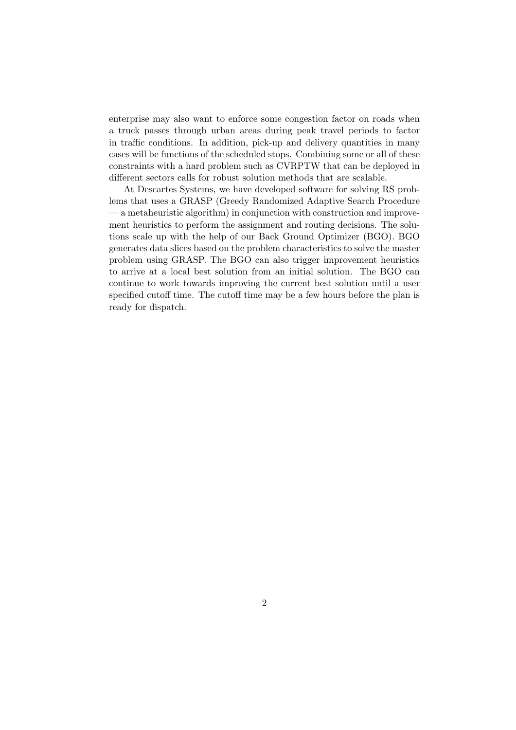enterprise may also want to enforce some congestion factor on roads when a truck passes through urban areas during peak travel periods to factor in traffic conditions. In addition, pick-up and delivery quantities in many cases will be functions of the scheduled stops. Combining some or all of these constraints with a hard problem such as CVRPTW that can be deployed in different sectors calls for robust solution methods that are scalable.

At Descartes Systems, we have developed software for solving RS problems that uses a GRASP (Greedy Randomized Adaptive Search Procedure — a metaheuristic algorithm) in conjunction with construction and improvement heuristics to perform the assignment and routing decisions. The solutions scale up with the help of our Back Ground Optimizer (BGO). BGO generates data slices based on the problem characteristics to solve the master problem using GRASP. The BGO can also trigger improvement heuristics to arrive at a local best solution from an initial solution. The BGO can continue to work towards improving the current best solution until a user specified cutoff time. The cutoff time may be a few hours before the plan is ready for dispatch.